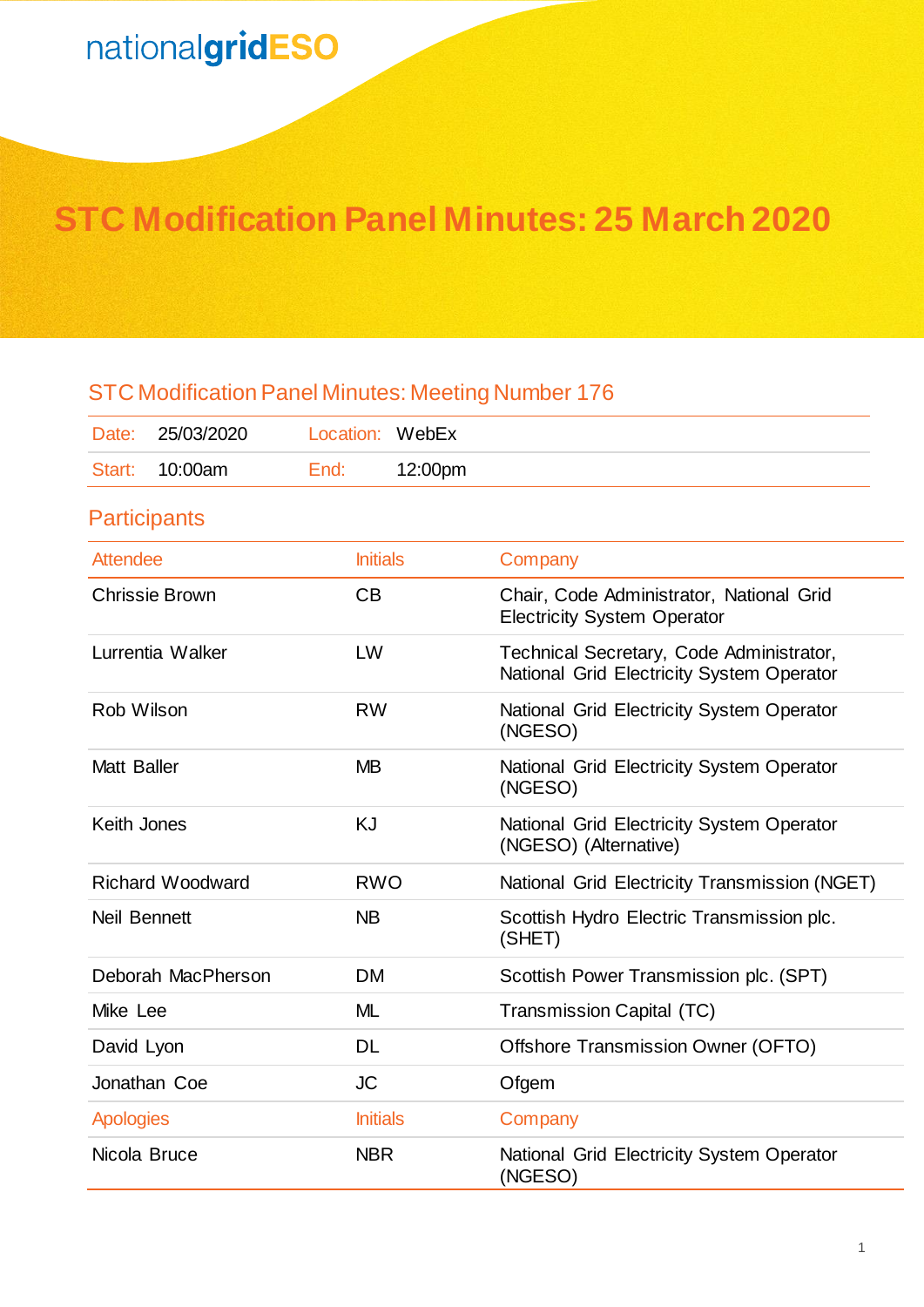nationalgridESO

# STC Modification Panel Minutes: 25 March 2020

## STC Modification Panel Minutes: Meeting Number 176

| Date: | 25/03/2020 | Location: | WebEx |
|---|---|---|---|
| Start: | 10:00am | End: | 12:00pm |

## Participants

| Attendee | Initials | Company |
|---|---|---|
| Chrissie Brown | CB | Chair, Code Administrator, National Grid Electricity System Operator |
| Lurrentia Walker | LW | Technical Secretary, Code Administrator, National Grid Electricity System Operator |
| Rob Wilson | RW | National Grid Electricity System Operator (NGESO) |
| Matt Baller | MB | National Grid Electricity System Operator (NGESO) |
| Keith Jones | KJ | National Grid Electricity System Operator (NGESO) (Alternative) |
| Richard Woodward | RWO | National Grid Electricity Transmission (NGET) |
| Neil Bennett | NB | Scottish Hydro Electric Transmission plc. (SHET) |
| Deborah MacPherson | DM | Scottish Power Transmission plc. (SPT) |
| Mike Lee | ML | Transmission Capital (TC) |
| David Lyon | DL | Offshore Transmission Owner (OFTO) |
| Jonathan Coe | JC | Ofgem |
| **Apologies** | **Initials** | **Company** |
| Nicola Bruce | NBR | National Grid Electricity System Operator (NGESO) |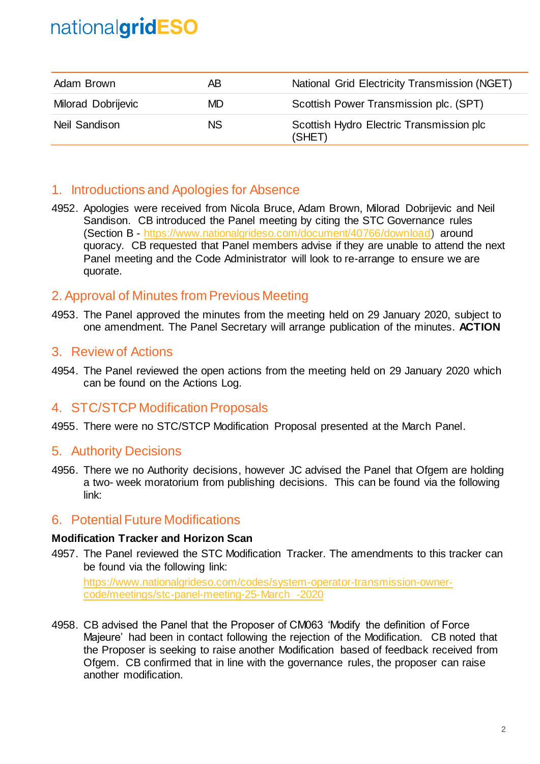| | | |
|---|---|---|
| Adam Brown | AB | National Grid Electricity Transmission (NGET) |
| Milorad Dobrijevic | MD | Scottish Power Transmission plc. (SPT) |
| Neil Sandison | NS | Scottish Hydro Electric Transmission plc (SHET) |

## 1. Introductions and Apologies for Absence

4952. Apologies were received from Nicola Bruce, Adam Brown, Milorad Dobrijevic and Neil Sandison. CB introduced the Panel meeting by citing the STC Governance rules (Section B - https://www.nationalgrideso.com/document/40766/download) around quoracy. CB requested that Panel members advise if they are unable to attend the next Panel meeting and the Code Administrator will look to re-arrange to ensure we are quorate.

## 2. Approval of Minutes from Previous Meeting

4953. The Panel approved the minutes from the meeting held on 29 January 2020, subject to one amendment. The Panel Secretary will arrange publication of the minutes. **ACTION**

## 3. Review of Actions

4954. The Panel reviewed the open actions from the meeting held on 29 January 2020 which can be found on the Actions Log.

## 4. STC/STCP Modification Proposals

4955. There were no STC/STCP Modification Proposal presented at the March Panel.

## 5. Authority Decisions

4956. There we no Authority decisions, however JC advised the Panel that Ofgem are holding a two- week moratorium from publishing decisions. This can be found via the following link:

## 6. Potential Future Modifications

**Modification Tracker and Horizon Scan**

4957. The Panel reviewed the STC Modification Tracker. The amendments to this tracker can be found via the following link:

    https://www.nationalgrideso.com/codes/system-operator-transmission-owner-code/meetings/stc-panel-meeting-25-March -2020

4958. CB advised the Panel that the Proposer of CM063 'Modify the definition of Force Majeure' had been in contact following the rejection of the Modification. CB noted that the Proposer is seeking to raise another Modification based of feedback received from Ofgem. CB confirmed that in line with the governance rules, the proposer can raise another modification.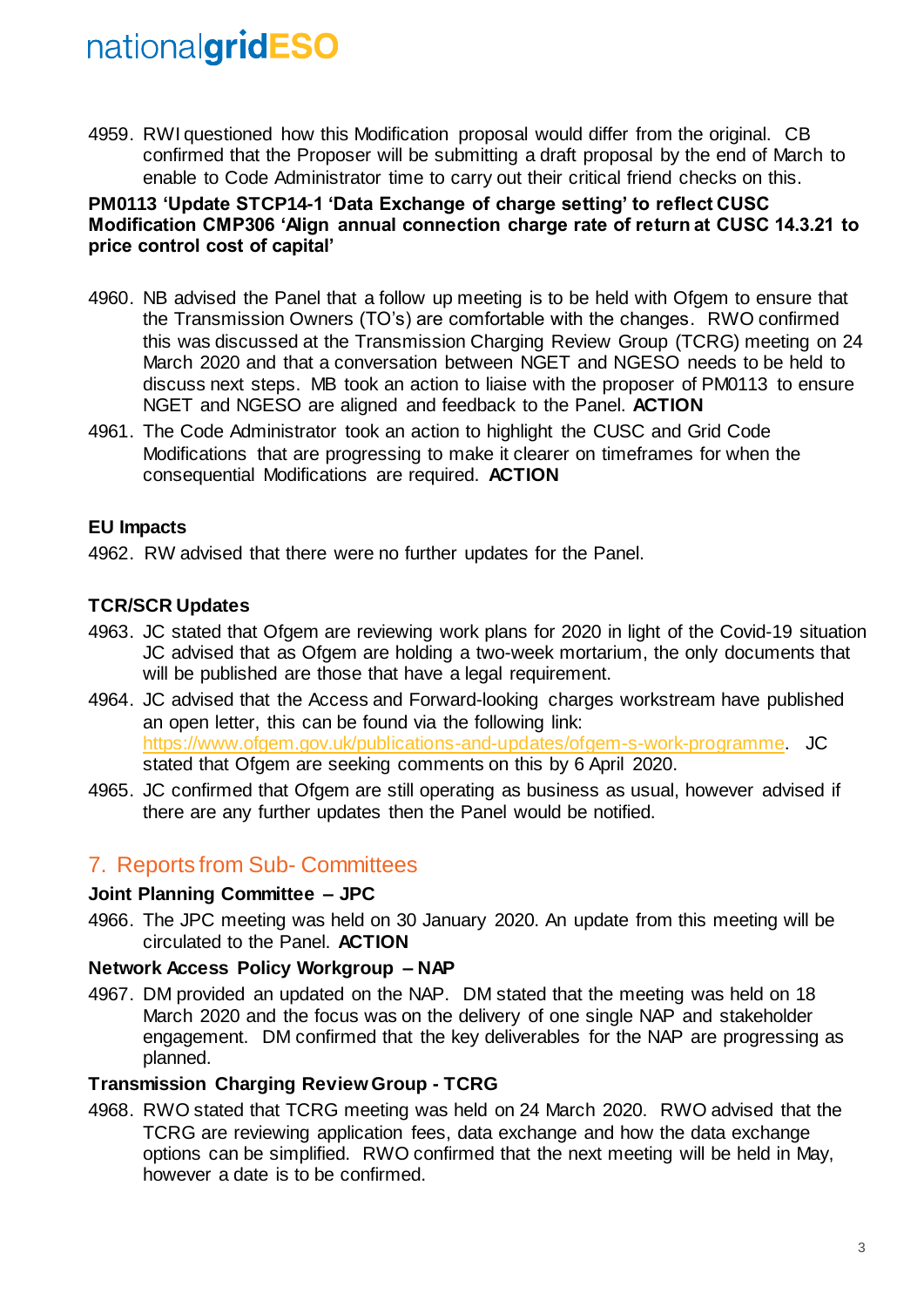4959. RWI questioned how this Modification proposal would differ from the original. CB confirmed that the Proposer will be submitting a draft proposal by the end of March to enable to Code Administrator time to carry out their critical friend checks on this.

**PM0113 'Update STCP14-1 'Data Exchange of charge setting' to reflect CUSC Modification CMP306 'Align annual connection charge rate of return at CUSC 14.3.21 to price control cost of capital'**

4960. NB advised the Panel that a follow up meeting is to be held with Ofgem to ensure that the Transmission Owners (TO's) are comfortable with the changes. RWO confirmed this was discussed at the Transmission Charging Review Group (TCRG) meeting on 24 March 2020 and that a conversation between NGET and NGESO needs to be held to discuss next steps. MB took an action to liaise with the proposer of PM0113 to ensure NGET and NGESO are aligned and feedback to the Panel. **ACTION**

4961. The Code Administrator took an action to highlight the CUSC and Grid Code Modifications that are progressing to make it clearer on timeframes for when the consequential Modifications are required. **ACTION**

**EU Impacts**

4962. RW advised that there were no further updates for the Panel.

**TCR/SCR Updates**

4963. JC stated that Ofgem are reviewing work plans for 2020 in light of the Covid-19 situation JC advised that as Ofgem are holding a two-week mortarium, the only documents that will be published are those that have a legal requirement.

4964. JC advised that the Access and Forward-looking charges workstream have published an open letter, this can be found via the following link: https://www.ofgem.gov.uk/publications-and-updates/ofgem-s-work-programme. JC stated that Ofgem are seeking comments on this by 6 April 2020.

4965. JC confirmed that Ofgem are still operating as business as usual, however advised if there are any further updates then the Panel would be notified.

## 7. Reports from Sub- Committees

**Joint Planning Committee – JPC**

4966. The JPC meeting was held on 30 January 2020. An update from this meeting will be circulated to the Panel. **ACTION**

**Network Access Policy Workgroup – NAP**

4967. DM provided an updated on the NAP. DM stated that the meeting was held on 18 March 2020 and the focus was on the delivery of one single NAP and stakeholder engagement. DM confirmed that the key deliverables for the NAP are progressing as planned.

**Transmission Charging Review Group - TCRG**

4968. RWO stated that TCRG meeting was held on 24 March 2020. RWO advised that the TCRG are reviewing application fees, data exchange and how the data exchange options can be simplified. RWO confirmed that the next meeting will be held in May, however a date is to be confirmed.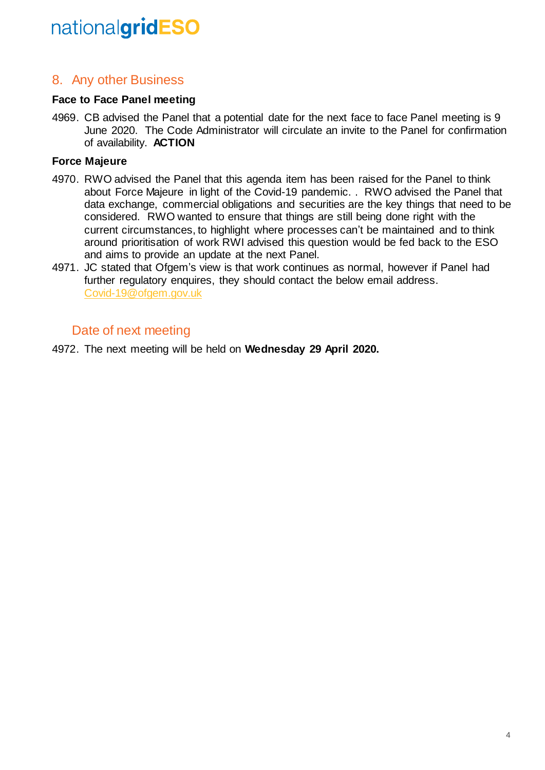## 8. Any other Business

**Face to Face Panel meeting**

4969. CB advised the Panel that a potential date for the next face to face Panel meeting is 9 June 2020. The Code Administrator will circulate an invite to the Panel for confirmation of availability. **ACTION**

**Force Majeure**

4970. RWO advised the Panel that this agenda item has been raised for the Panel to think about Force Majeure in light of the Covid-19 pandemic. . RWO advised the Panel that data exchange, commercial obligations and securities are the key things that need to be considered. RWO wanted to ensure that things are still being done right with the current circumstances, to highlight where processes can't be maintained and to think around prioritisation of work RWI advised this question would be fed back to the ESO and aims to provide an update at the next Panel.
4971. JC stated that Ofgem's view is that work continues as normal, however if Panel had further regulatory enquires, they should contact the below email address. Covid-19@ofgem.gov.uk

## Date of next meeting

4972. The next meeting will be held on **Wednesday 29 April 2020.**